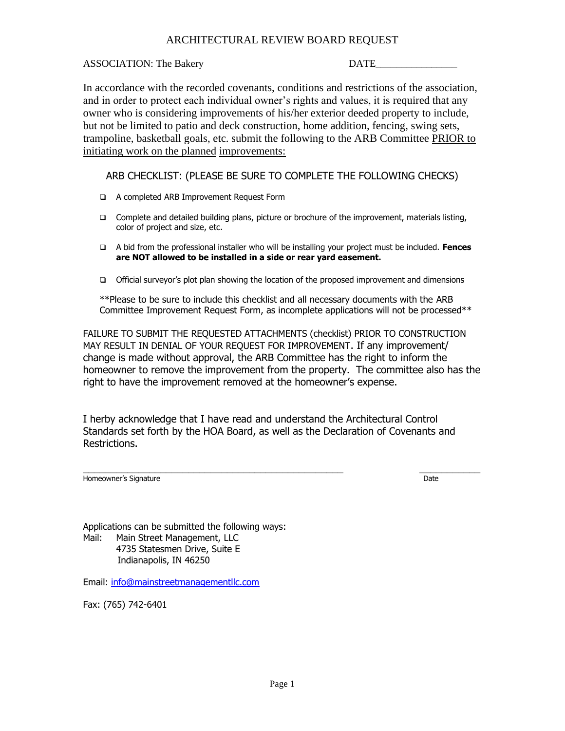# ARCHITECTURAL REVIEW BOARD REQUEST

ASSOCIATION: The Bakery DATE________________

In accordance with the recorded covenants, conditions and restrictions of the association, and in order to protect each individual owner's rights and values, it is required that any owner who is considering improvements of his/her exterior deeded property to include, but not be limited to patio and deck construction, home addition, fencing, swing sets, trampoline, basketball goals, etc. submit the following to the ARB Committee PRIOR to initiating work on the planned improvements:

## ARB CHECKLIST: (PLEASE BE SURE TO COMPLETE THE FOLLOWING CHECKS)

- ❑ A completed ARB Improvement Request Form
- ❑ Complete and detailed building plans, picture or brochure of the improvement, materials listing, color of project and size, etc.
- ❑ A bid from the professional installer who will be installing your project must be included. **Fences are NOT allowed to be installed in a side or rear yard easement.**
- ❑ Official surveyor's plot plan showing the location of the proposed improvement and dimensions

**Please to be sure to include this checklist and all necessary documents with the ARB Committee Improvement Request Form, as incomplete applications will not be processed**

FAILURE TO SUBMIT THE REQUESTED ATTACHMENTS (checklist) PRIOR TO CONSTRUCTION MAY RESULT IN DENIAL OF YOUR REQUEST FOR IMPROVEMENT. If any improvement/ change is made without approval, the ARB Committee has the right to inform the homeowner to remove the improvement from the property. The committee also has the right to have the improvement removed at the homeowner's expense.

I herby acknowledge that I have read and understand the Architectural Control Standards set forth by the HOA Board, as well as the Declaration of Covenants and Restrictions.

______________________________________________ ____________

Homeowner's Signature Date

Applications can be submitted the following ways:

Mail: Main Street Management, LLC
4735 Statesmen Drive, Suite E
Indianapolis, IN 46250

Email: info@mainstreetmanagementllc.com

Fax: (765) 742-6401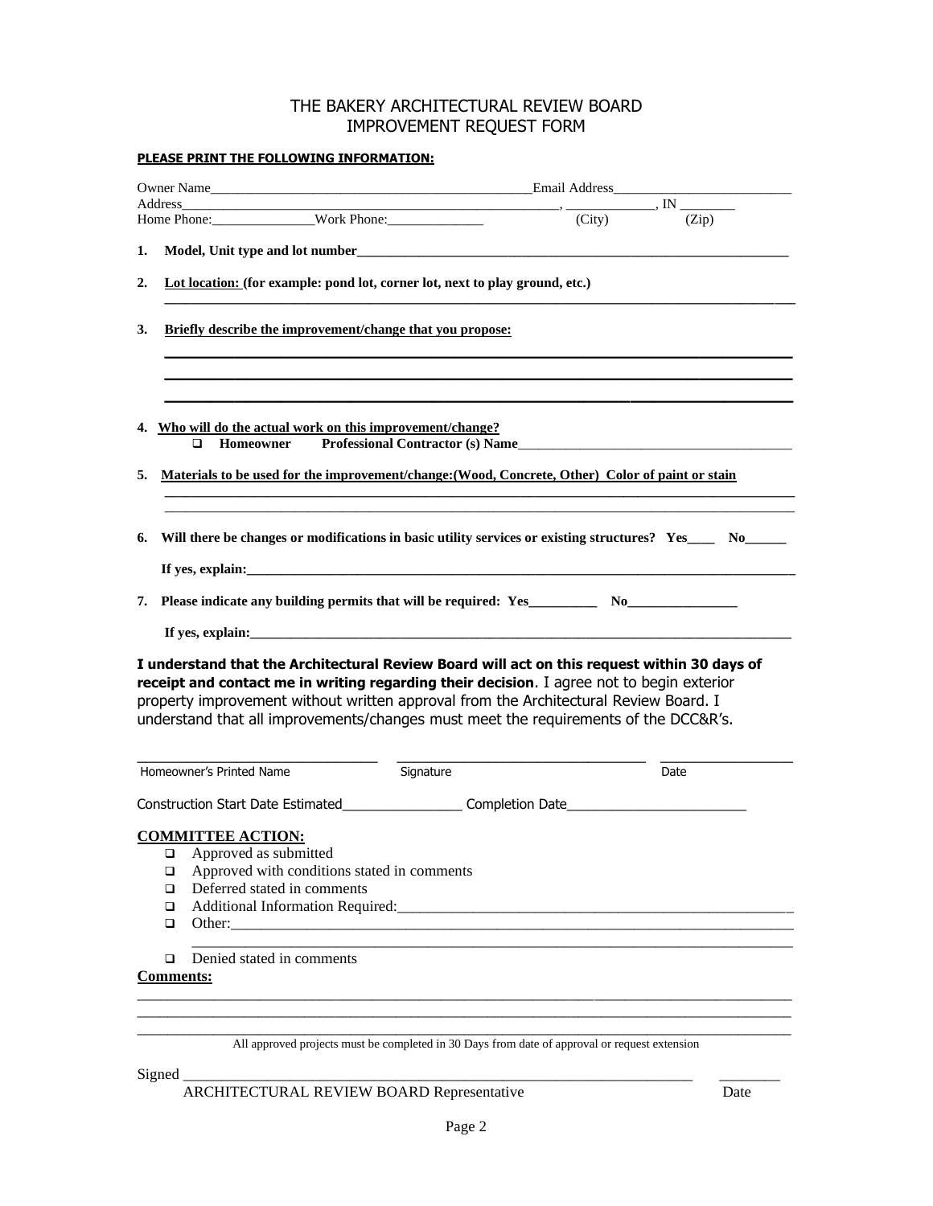# THE BAKERY ARCHITECTURAL REVIEW BOARD
# IMPROVEMENT REQUEST FORM

**PLEASE PRINT THE FOLLOWING INFORMATION:**

Owner Name_______________________________________________Email Address_________________________
Address_____________________________________________________, _____________, IN ________
Home Phone:_______________Work Phone:______________ (City) (Zip)

1. **Model, Unit type and lot number**_______________________________________________________________

2. **Lot location: (for example: pond lot, corner lot, next to play ground, etc.)**
_______________________________________________________________________________________

3. **Briefly describe the improvement/change that you propose:**
_______________________________________________________________________________________
_______________________________________________________________________________________
_______________________________________________________________________________________

4. **Who will do the actual work on this improvement/change?**
   - ☐ **Homeowner** **Professional Contractor (s) Name**_______________________________________

5. **Materials to be used for the improvement/change:(Wood, Concrete, Other) Color of paint or stain**
_______________________________________________________________________________________
_______________________________________________________________________________________

6. **Will there be changes or modifications in basic utility services or existing structures? Yes____ No______**

   **If yes, explain:**_________________________________________________________________________

7. **Please indicate any building permits that will be required: Yes__________ No________________**

   **If yes, explain:**_________________________________________________________________________

**I understand that the Architectural Review Board will act on this request within 30 days of receipt and contact me in writing regarding their decision**. I agree not to begin exterior property improvement without written approval from the Architectural Review Board. I understand that all improvements/changes must meet the requirements of the DCC&R's.

_______________________________ _______________________________ _________________
Homeowner's Printed Name Signature Date

Construction Start Date Estimated________________ Completion Date________________________

**COMMITTEE ACTION:**

- ☐ Approved as submitted
- ☐ Approved with conditions stated in comments
- ☐ Deferred stated in comments
- ☐ Additional Information Required:_____________________________________________________
- ☐ Other:___________________________________________________________________________
  _______________________________________________________________________________________
- ☐ Denied stated in comments

**Comments:**
_______________________________________________________________________________________
_______________________________________________________________________________________
_______________________________________________________________________________________

All approved projects must be completed in 30 Days from date of approval or request extension

Signed ______________________________________________________________ ________
ARCHITECTURAL REVIEW BOARD Representative Date